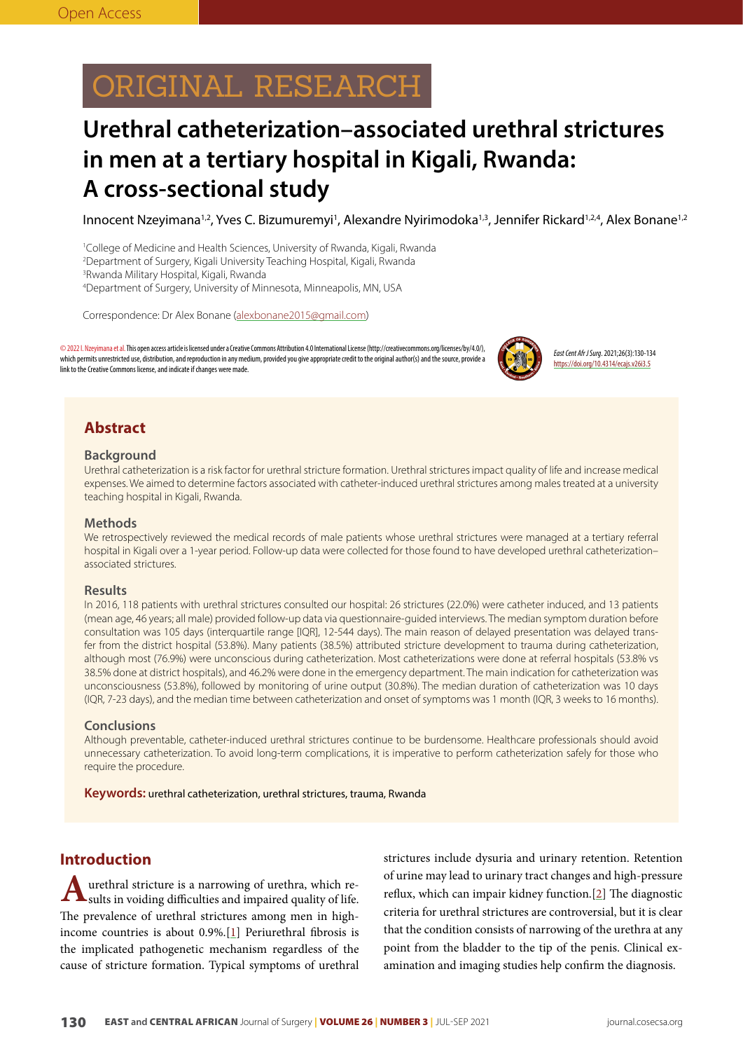Open Access

ORIGINAL RESEARCH

# Urethral catheterization–associated urethral strictures in men at a tertiary hospital in Kigali, Rwanda: A cross-sectional study

Innocent Nzeyimana[1,2], Yves C. Bizumuremyi[1], Alexandre Nyirimodoka[1,3], Jennifer Rickard[1,2,4], Alex Bonane[1,2]

[1]College of Medicine and Health Sciences, University of Rwanda, Kigali, Rwanda
[2]Department of Surgery, Kigali University Teaching Hospital, Kigali, Rwanda
[3]Rwanda Military Hospital, Kigali, Rwanda
[4]Department of Surgery, University of Minnesota, Minneapolis, MN, USA

Correspondence: Dr Alex Bonane (alexbonane2015@gmail.com)

© 2022 I. Nzeyimana et al. This open access article is licensed under a Creative Commons Attribution 4.0 International License (http://creativecommons.org/licenses/by/4.0/), which permits unrestricted use, distribution, and reproduction in any medium, provided you give appropriate credit to the original author(s) and the source, provide a link to the Creative Commons license, and indicate if changes were made.

*East Cent Afr J Surg.* 2021;26(3):130-134
https://doi.org/10.4314/ecajs.v26i3.5

## Abstract

### Background

Urethral catheterization is a risk factor for urethral stricture formation. Urethral strictures impact quality of life and increase medical expenses. We aimed to determine factors associated with catheter-induced urethral strictures among males treated at a university teaching hospital in Kigali, Rwanda.

### Methods

We retrospectively reviewed the medical records of male patients whose urethral strictures were managed at a tertiary referral hospital in Kigali over a 1-year period. Follow-up data were collected for those found to have developed urethral catheterization–associated strictures.

### Results

In 2016, 118 patients with urethral strictures consulted our hospital: 26 strictures (22.0%) were catheter induced, and 13 patients (mean age, 46 years; all male) provided follow-up data via questionnaire-guided interviews. The median symptom duration before consultation was 105 days (interquartile range [IQR], 12-544 days). The main reason of delayed presentation was delayed transfer from the district hospital (53.8%). Many patients (38.5%) attributed stricture development to trauma during catheterization, although most (76.9%) were unconscious during catheterization. Most catheterizations were done at referral hospitals (53.8% vs 38.5% done at district hospitals), and 46.2% were done in the emergency department. The main indication for catheterization was unconsciousness (53.8%), followed by monitoring of urine output (30.8%). The median duration of catheterization was 10 days (IQR, 7-23 days), and the median time between catheterization and onset of symptoms was 1 month (IQR, 3 weeks to 16 months).

### Conclusions

Although preventable, catheter-induced urethral strictures continue to be burdensome. Healthcare professionals should avoid unnecessary catheterization. To avoid long-term complications, it is imperative to perform catheterization safely for those who require the procedure.

**Keywords:** urethral catheterization, urethral strictures, trauma, Rwanda

## Introduction

A urethral stricture is a narrowing of urethra, which results in voiding difficulties and impaired quality of life. The prevalence of urethral strictures among men in high-income countries is about 0.9%.[1] Periurethral fibrosis is the implicated pathogenetic mechanism regardless of the cause of stricture formation. Typical symptoms of urethral strictures include dysuria and urinary retention. Retention of urine may lead to urinary tract changes and high-pressure reflux, which can impair kidney function.[2] The diagnostic criteria for urethral strictures are controversial, but it is clear that the condition consists of narrowing of the urethra at any point from the bladder to the tip of the penis. Clinical examination and imaging studies help confirm the diagnosis.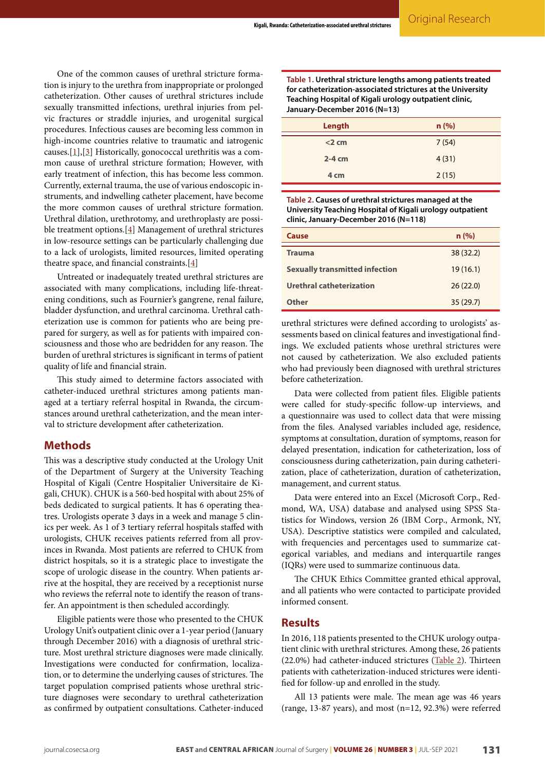One of the common causes of urethral stricture formation is injury to the urethra from inappropriate or prolonged catheterization. Other causes of urethral strictures include sexually transmitted infections, urethral injuries from pelvic fractures or straddle injuries, and urogenital surgical procedures. Infectious causes are becoming less common in high-income countries relative to traumatic and iatrogenic causes.[1],[3] Historically, gonococcal urethritis was a common cause of urethral stricture formation; However, with early treatment of infection, this has become less common. Currently, external trauma, the use of various endoscopic instruments, and indwelling catheter placement, have become the more common causes of urethral stricture formation. Urethral dilation, urethrotomy, and urethroplasty are possible treatment options.[4] Management of urethral strictures in low-resource settings can be particularly challenging due to a lack of urologists, limited resources, limited operating theatre space, and financial constraints.[4]

Untreated or inadequately treated urethral strictures are associated with many complications, including life-threatening conditions, such as Fournier's gangrene, renal failure, bladder dysfunction, and urethral carcinoma. Urethral catheterization use is common for patients who are being prepared for surgery, as well as for patients with impaired consciousness and those who are bedridden for any reason. The burden of urethral strictures is significant in terms of patient quality of life and financial strain.

This study aimed to determine factors associated with catheter-induced urethral strictures among patients managed at a tertiary referral hospital in Rwanda, the circumstances around urethral catheterization, and the mean interval to stricture development after catheterization.

## Methods

This was a descriptive study conducted at the Urology Unit of the Department of Surgery at the University Teaching Hospital of Kigali (Centre Hospitalier Universitaire de Kigali, CHUK). CHUK is a 560-bed hospital with about 25% of beds dedicated to surgical patients. It has 6 operating theatres. Urologists operate 3 days in a week and manage 5 clinics per week. As 1 of 3 tertiary referral hospitals staffed with urologists, CHUK receives patients referred from all provinces in Rwanda. Most patients are referred to CHUK from district hospitals, so it is a strategic place to investigate the scope of urologic disease in the country. When patients arrive at the hospital, they are received by a receptionist nurse who reviews the referral note to identify the reason of transfer. An appointment is then scheduled accordingly.

Eligible patients were those who presented to the CHUK Urology Unit's outpatient clinic over a 1-year period (January through December 2016) with a diagnosis of urethral stricture. Most urethral stricture diagnoses were made clinically. Investigations were conducted for confirmation, localization, or to determine the underlying causes of strictures. The target population comprised patients whose urethral stricture diagnoses were secondary to urethral catheterization as confirmed by outpatient consultations. Catheter-induced urethral strictures were defined according to urologists' assessments based on clinical features and investigational findings. We excluded patients whose urethral strictures were not caused by catheterization. We also excluded patients who had previously been diagnosed with urethral strictures before catheterization.

**Table 1.** Urethral stricture lengths among patients treated for catheterization-associated strictures at the University Teaching Hospital of Kigali urology outpatient clinic, January-December 2016 (N=13)

| Length | n (%) |
|---|---|
| <2 cm | 7 (54) |
| 2-4 cm | 4 (31) |
| 4 cm | 2 (15) |

**Table 2.** Causes of urethral strictures managed at the University Teaching Hospital of Kigali urology outpatient clinic, January-December 2016 (N=118)

| Cause | n (%) |
|---|---|
| Trauma | 38 (32.2) |
| Sexually transmitted infection | 19 (16.1) |
| Urethral catheterization | 26 (22.0) |
| Other | 35 (29.7) |

Data were collected from patient files. Eligible patients were called for study-specific follow-up interviews, and a questionnaire was used to collect data that were missing from the files. Analysed variables included age, residence, symptoms at consultation, duration of symptoms, reason for delayed presentation, indication for catheterization, loss of consciousness during catheterization, pain during catheterization, place of catheterization, duration of catheterization, management, and current status.

Data were entered into an Excel (Microsoft Corp., Redmond, WA, USA) database and analysed using SPSS Statistics for Windows, version 26 (IBM Corp., Armonk, NY, USA). Descriptive statistics were compiled and calculated, with frequencies and percentages used to summarize categorical variables, and medians and interquartile ranges (IQRs) were used to summarize continuous data.

The CHUK Ethics Committee granted ethical approval, and all patients who were contacted to participate provided informed consent.

## Results

In 2016, 118 patients presented to the CHUK urology outpatient clinic with urethral strictures. Among these, 26 patients (22.0%) had catheter-induced strictures (Table 2). Thirteen patients with catheterization-induced strictures were identified for follow-up and enrolled in the study.

All 13 patients were male. The mean age was 46 years (range, 13-87 years), and most (n=12, 92.3%) were referred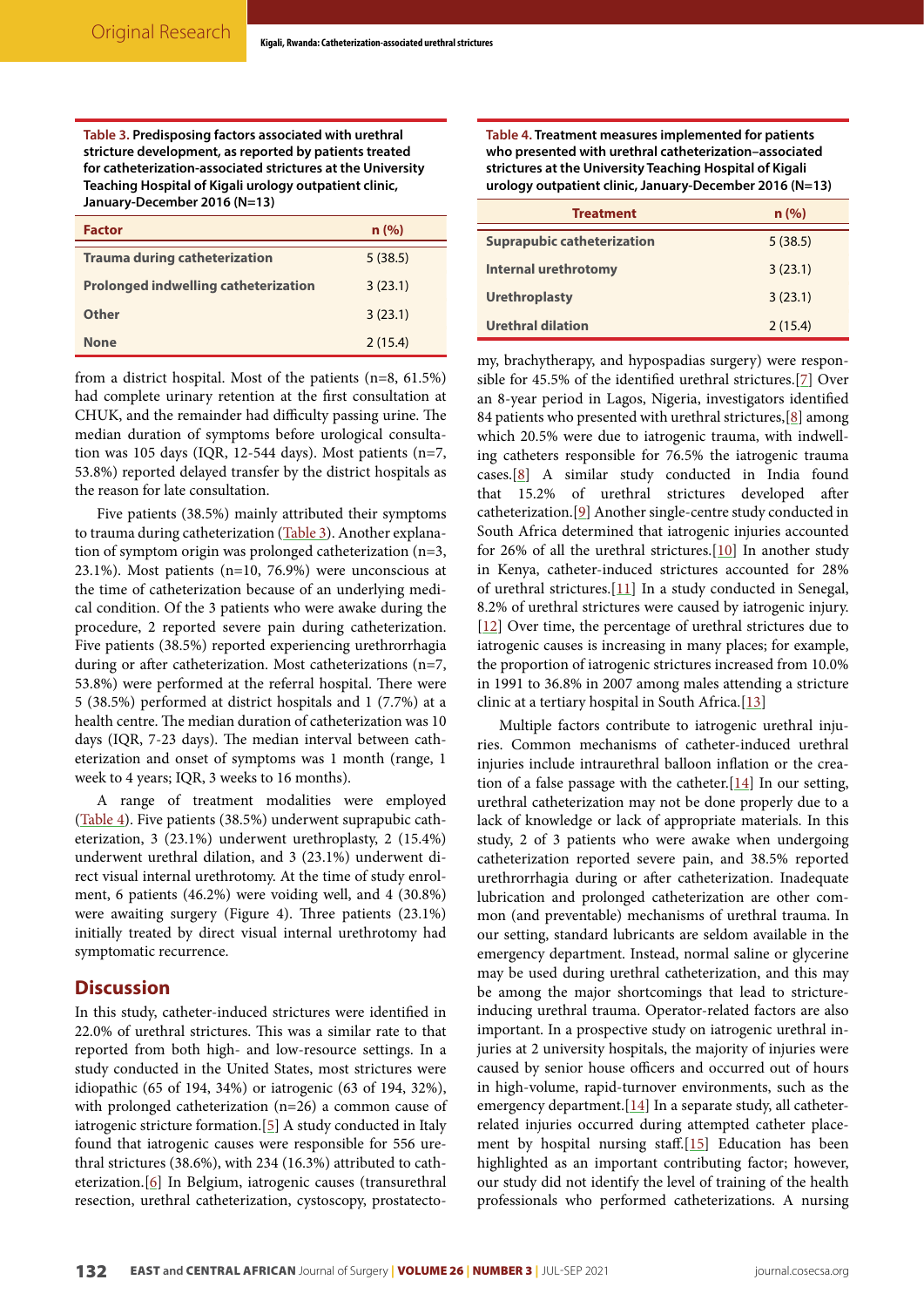**Table 3. Predisposing factors associated with urethral stricture development, as reported by patients treated for catheterization-associated strictures at the University Teaching Hospital of Kigali urology outpatient clinic, January-December 2016 (N=13)**

| Factor | n (%) |
|---|---|
| Trauma during catheterization | 5 (38.5) |
| Prolonged indwelling catheterization | 3 (23.1) |
| Other | 3 (23.1) |
| None | 2 (15.4) |

from a district hospital. Most of the patients (n=8, 61.5%) had complete urinary retention at the first consultation at CHUK, and the remainder had difficulty passing urine. The median duration of symptoms before urological consultation was 105 days (IQR, 12-544 days). Most patients (n=7, 53.8%) reported delayed transfer by the district hospitals as the reason for late consultation.

Five patients (38.5%) mainly attributed their symptoms to trauma during catheterization (Table 3). Another explanation of symptom origin was prolonged catheterization (n=3, 23.1%). Most patients (n=10, 76.9%) were unconscious at the time of catheterization because of an underlying medical condition. Of the 3 patients who were awake during the procedure, 2 reported severe pain during catheterization. Five patients (38.5%) reported experiencing urethrorrhagia during or after catheterization. Most catheterizations (n=7, 53.8%) were performed at the referral hospital. There were 5 (38.5%) performed at district hospitals and 1 (7.7%) at a health centre. The median duration of catheterization was 10 days (IQR, 7-23 days). The median interval between catheterization and onset of symptoms was 1 month (range, 1 week to 4 years; IQR, 3 weeks to 16 months).

A range of treatment modalities were employed (Table 4). Five patients (38.5%) underwent suprapubic catheterization, 3 (23.1%) underwent urethroplasty, 2 (15.4%) underwent urethral dilation, and 3 (23.1%) underwent direct visual internal urethrotomy. At the time of study enrolment, 6 patients (46.2%) were voiding well, and 4 (30.8%) were awaiting surgery (Figure 4). Three patients (23.1%) initially treated by direct visual internal urethrotomy had symptomatic recurrence.

## Discussion

In this study, catheter-induced strictures were identified in 22.0% of urethral strictures. This was a similar rate to that reported from both high- and low-resource settings. In a study conducted in the United States, most strictures were idiopathic (65 of 194, 34%) or iatrogenic (63 of 194, 32%), with prolonged catheterization (n=26) a common cause of iatrogenic stricture formation.[5] A study conducted in Italy found that iatrogenic causes were responsible for 556 urethral strictures (38.6%), with 234 (16.3%) attributed to catheterization.[6] In Belgium, iatrogenic causes (transurethral resection, urethral catheterization, cystoscopy, prostatectomy, brachytherapy, and hypospadias surgery) were responsible for 45.5% of the identified urethral strictures.[7] Over an 8-year period in Lagos, Nigeria, investigators identified 84 patients who presented with urethral strictures,[8] among which 20.5% were due to iatrogenic trauma, with indwelling catheters responsible for 76.5% the iatrogenic trauma cases.[8] A similar study conducted in India found that 15.2% of urethral strictures developed after catheterization.[9] Another single-centre study conducted in South Africa determined that iatrogenic injuries accounted for 26% of all the urethral strictures.[10] In another study in Kenya, catheter-induced strictures accounted for 28% of urethral strictures.[11] In a study conducted in Senegal, 8.2% of urethral strictures were caused by iatrogenic injury.[12] Over time, the percentage of urethral strictures due to iatrogenic causes is increasing in many places; for example, the proportion of iatrogenic strictures increased from 10.0% in 1991 to 36.8% in 2007 among males attending a stricture clinic at a tertiary hospital in South Africa.[13]

**Table 4. Treatment measures implemented for patients who presented with urethral catheterization–associated strictures at the University Teaching Hospital of Kigali urology outpatient clinic, January-December 2016 (N=13)**

| Treatment | n (%) |
|---|---|
| Suprapubic catheterization | 5 (38.5) |
| Internal urethrotomy | 3 (23.1) |
| Urethroplasty | 3 (23.1) |
| Urethral dilation | 2 (15.4) |

Multiple factors contribute to iatrogenic urethral injuries. Common mechanisms of catheter-induced urethral injuries include intraurethral balloon inflation or the creation of a false passage with the catheter.[14] In our setting, urethral catheterization may not be done properly due to a lack of knowledge or lack of appropriate materials. In this study, 2 of 3 patients who were awake when undergoing catheterization reported severe pain, and 38.5% reported urethrorrhagia during or after catheterization. Inadequate lubrication and prolonged catheterization are other common (and preventable) mechanisms of urethral trauma. In our setting, standard lubricants are seldom available in the emergency department. Instead, normal saline or glycerine may be used during urethral catheterization, and this may be among the major shortcomings that lead to stricture-inducing urethral trauma. Operator-related factors are also important. In a prospective study on iatrogenic urethral injuries at 2 university hospitals, the majority of injuries were caused by senior house officers and occurred out of hours in high-volume, rapid-turnover environments, such as the emergency department.[14] In a separate study, all catheter-related injuries occurred during attempted catheter placement by hospital nursing staff.[15] Education has been highlighted as an important contributing factor; however, our study did not identify the level of training of the health professionals who performed catheterizations. A nursing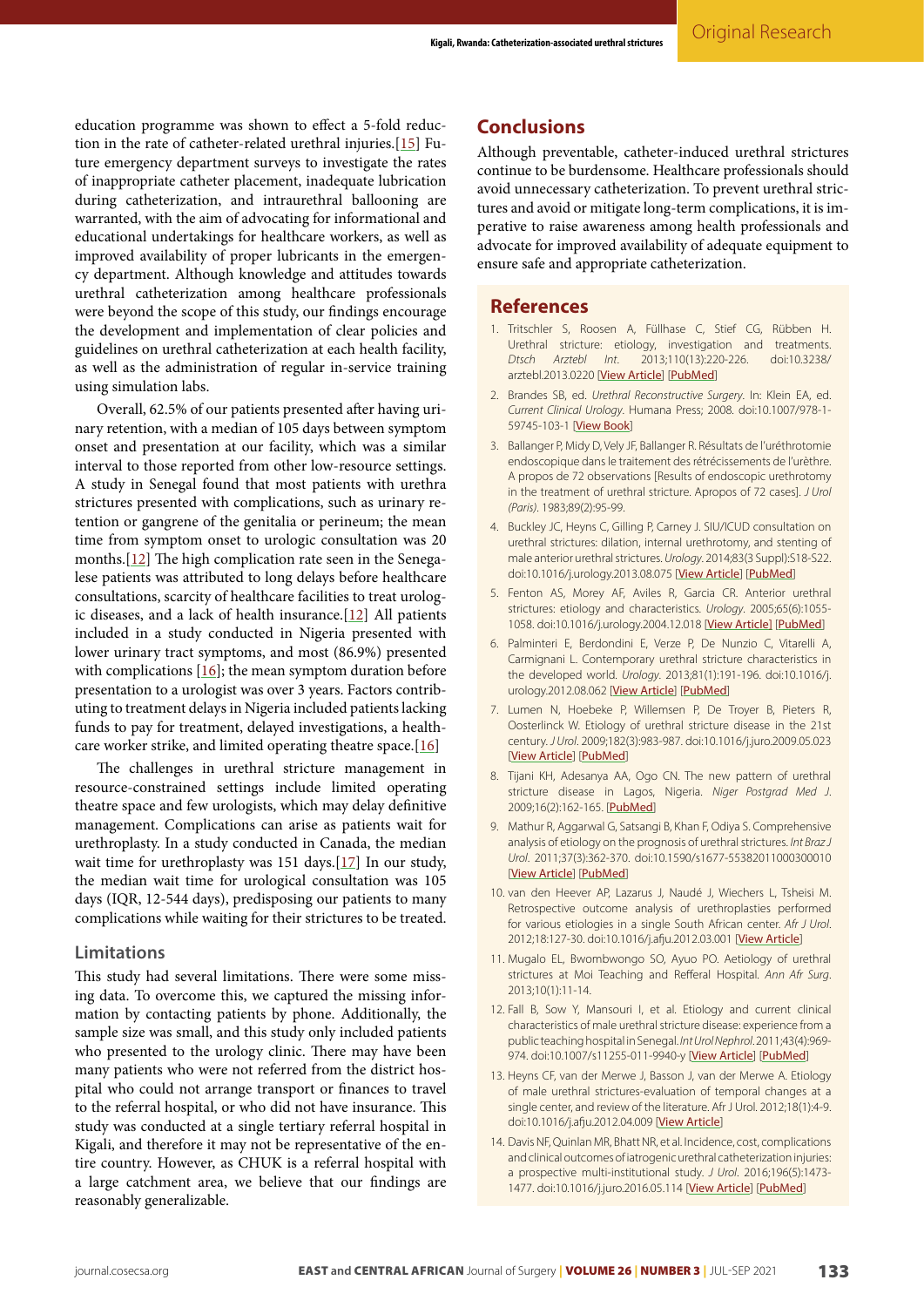education programme was shown to effect a 5-fold reduction in the rate of catheter-related urethral injuries.[15] Future emergency department surveys to investigate the rates of inappropriate catheter placement, inadequate lubrication during catheterization, and intraurethral ballooning are warranted, with the aim of advocating for informational and educational undertakings for healthcare workers, as well as improved availability of proper lubricants in the emergency department. Although knowledge and attitudes towards urethral catheterization among healthcare professionals were beyond the scope of this study, our findings encourage the development and implementation of clear policies and guidelines on urethral catheterization at each health facility, as well as the administration of regular in-service training using simulation labs.

Overall, 62.5% of our patients presented after having urinary retention, with a median of 105 days between symptom onset and presentation at our facility, which was a similar interval to those reported from other low-resource settings. A study in Senegal found that most patients with urethra strictures presented with complications, such as urinary retention or gangrene of the genitalia or perineum; the mean time from symptom onset to urologic consultation was 20 months.[12] The high complication rate seen in the Senegalese patients was attributed to long delays before healthcare consultations, scarcity of healthcare facilities to treat urologic diseases, and a lack of health insurance.[12] All patients included in a study conducted in Nigeria presented with lower urinary tract symptoms, and most (86.9%) presented with complications [16]; the mean symptom duration before presentation to a urologist was over 3 years. Factors contributing to treatment delays in Nigeria included patients lacking funds to pay for treatment, delayed investigations, a healthcare worker strike, and limited operating theatre space.[16]

The challenges in urethral stricture management in resource-constrained settings include limited operating theatre space and few urologists, which may delay definitive management. Complications can arise as patients wait for urethroplasty. In a study conducted in Canada, the median wait time for urethroplasty was 151 days.[17] In our study, the median wait time for urological consultation was 105 days (IQR, 12-544 days), predisposing our patients to many complications while waiting for their strictures to be treated.

### Limitations

This study had several limitations. There were some missing data. To overcome this, we captured the missing information by contacting patients by phone. Additionally, the sample size was small, and this study only included patients who presented to the urology clinic. There may have been many patients who were not referred from the district hospital who could not arrange transport or finances to travel to the referral hospital, or who did not have insurance. This study was conducted at a single tertiary referral hospital in Kigali, and therefore it may not be representative of the entire country. However, as CHUK is a referral hospital with a large catchment area, we believe that our findings are reasonably generalizable.

## Conclusions

Although preventable, catheter-induced urethral strictures continue to be burdensome. Healthcare professionals should avoid unnecessary catheterization. To prevent urethral strictures and avoid or mitigate long-term complications, it is imperative to raise awareness among health professionals and advocate for improved availability of adequate equipment to ensure safe and appropriate catheterization.

## References

1. Tritschler S, Roosen A, Füllhase C, Stief CG, Rübben H. Urethral stricture: etiology, investigation and treatments. *Dtsch Arztebl Int*. 2013;110(13):220-226. doi:10.3238/arztebl.2013.0220 [View Article] [PubMed]
2. Brandes SB, ed. *Urethral Reconstructive Surgery*. In: Klein EA, ed. *Current Clinical Urology*. Humana Press; 2008. doi:10.1007/978-1-59745-103-1 [View Book]
3. Ballanger P, Midy D, Vely JF, Ballanger R. Résultats de l'uréthrotomie endoscopique dans le traitement des rétrécissements de l'urètre. A propos de 72 observations [Results of endoscopic urethrotomy in the treatment of urethral stricture. Apropos of 72 cases]. *J Urol (Paris)*. 1983;89(2):95-99.
4. Buckley JC, Heyns C, Gilling P, Carney J. SIU/ICUD consultation on urethral strictures: dilation, internal urethrotomy, and stenting of male anterior urethral strictures. *Urology*. 2014;83(3 Suppl):S18-S22. doi:10.1016/j.urology.2013.08.075 [View Article] [PubMed]
5. Fenton AS, Morey AF, Aviles R, Garcia CR. Anterior urethral strictures: etiology and characteristics. *Urology*. 2005;65(6):1055-1058. doi:10.1016/j.urology.2004.12.018 [View Article] [PubMed]
6. Palminteri E, Berdondini E, Verze P, De Nunzio C, Vitarelli A, Carmignani L. Contemporary urethral stricture characteristics in the developed world. *Urology*. 2013;81(1):191-196. doi:10.1016/j.urology.2012.08.062 [View Article] [PubMed]
7. Lumen N, Hoebeke P, Willemsen P, De Troyer B, Pieters R, Oosterlinck W. Etiology of urethral stricture disease in the 21st century. *J Urol*. 2009;182(3):983-987. doi:10.1016/j.juro.2009.05.023 [View Article] [PubMed]
8. Tijani KH, Adesanya AA, Ogo CN. The new pattern of urethral stricture disease in Lagos, Nigeria. *Niger Postgrad Med J*. 2009;16(2):162-165. [PubMed]
9. Mathur R, Aggarwal G, Satsangi B, Khan F, Odiya S. Comprehensive analysis of etiology on the prognosis of urethral strictures. *Int Braz J Urol*. 2011;37(3):362-370. doi:10.1590/s1677-55382011000300010 [View Article] [PubMed]
10. van den Heever AP, Lazarus J, Naudé J, Wiechers L, Tsheisi M. Retrospective outcome analysis of urethroplasties performed for various etiologies in a single South African center. *Afr J Urol*. 2012;18:127-30. doi:10.1016/j.afju.2012.03.001 [View Article]
11. Mugalo EL, Bwombwongo SO, Ayuo PO. Aetiology of urethral strictures at Moi Teaching and Refferal Hospital. *Ann Afr Surg*. 2013;10(1):11-14.
12. Fall B, Sow Y, Mansouri I, et al. Etiology and current clinical characteristics of male urethral stricture disease: experience from a public teaching hospital in Senegal. *Int Urol Nephrol*. 2011;43(4):969-974. doi:10.1007/s11255-011-9940-y [View Article] [PubMed]
13. Heyns CF, van der Merwe J, Basson J, van der Merwe A. Etiology of male urethral strictures-evaluation of temporal changes at a single center, and review of the literature. Afr J Urol. 2012;18(1):4-9. doi:10.1016/j.afju.2012.04.009 [View Article]
14. Davis NF, Quinlan MR, Bhatt NR, et al. Incidence, cost, complications and clinical outcomes of iatrogenic urethral catheterization injuries: a prospective multi-institutional study. *J Urol*. 2016;196(5):1473-1477. doi:10.1016/j.juro.2016.05.114 [View Article] [PubMed]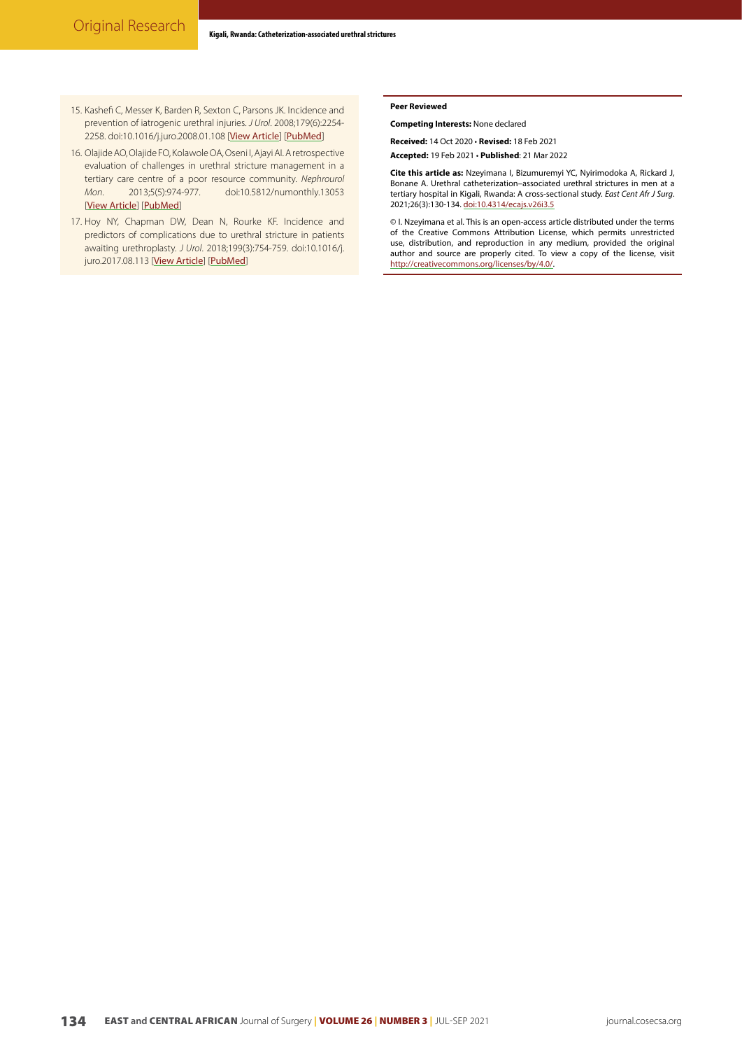15. Kashefi C, Messer K, Barden R, Sexton C, Parsons JK. Incidence and prevention of iatrogenic urethral injuries. *J Urol*. 2008;179(6):2254-2258. doi:10.1016/j.juro.2008.01.108 [View Article] [PubMed]
16. Olajide AO, Olajide FO, Kolawole OA, Oseni I, Ajayi AI. A retrospective evaluation of challenges in urethral stricture management in a tertiary care centre of a poor resource community. *Nephrourol Mon*. 2013;5(5):974-977. doi:10.5812/numonthly.13053 [View Article] [PubMed]
17. Hoy NY, Chapman DW, Dean N, Rourke KF. Incidence and predictors of complications due to urethral stricture in patients awaiting urethroplasty. *J Urol*. 2018;199(3):754-759. doi:10.1016/j.juro.2017.08.113 [View Article] [PubMed]

**Peer Reviewed**

**Competing Interests:** None declared

**Received:** 14 Oct 2020 • **Revised:** 18 Feb 2021

**Accepted:** 19 Feb 2021 • **Published**: 21 Mar 2022

**Cite this article as:** Nzeyimana I, Bizumuremyi YC, Nyirimodoka A, Rickard J, Bonane A. Urethral catheterization–associated urethral strictures in men at a tertiary hospital in Kigali, Rwanda: A cross-sectional study. *East Cent Afr J Surg*. 2021;26(3):130-134. doi:10.4314/ecajs.v26i3.5

© I. Nzeyimana et al. This is an open-access article distributed under the terms of the Creative Commons Attribution License, which permits unrestricted use, distribution, and reproduction in any medium, provided the original author and source are properly cited. To view a copy of the license, visit http://creativecommons.org/licenses/by/4.0/.